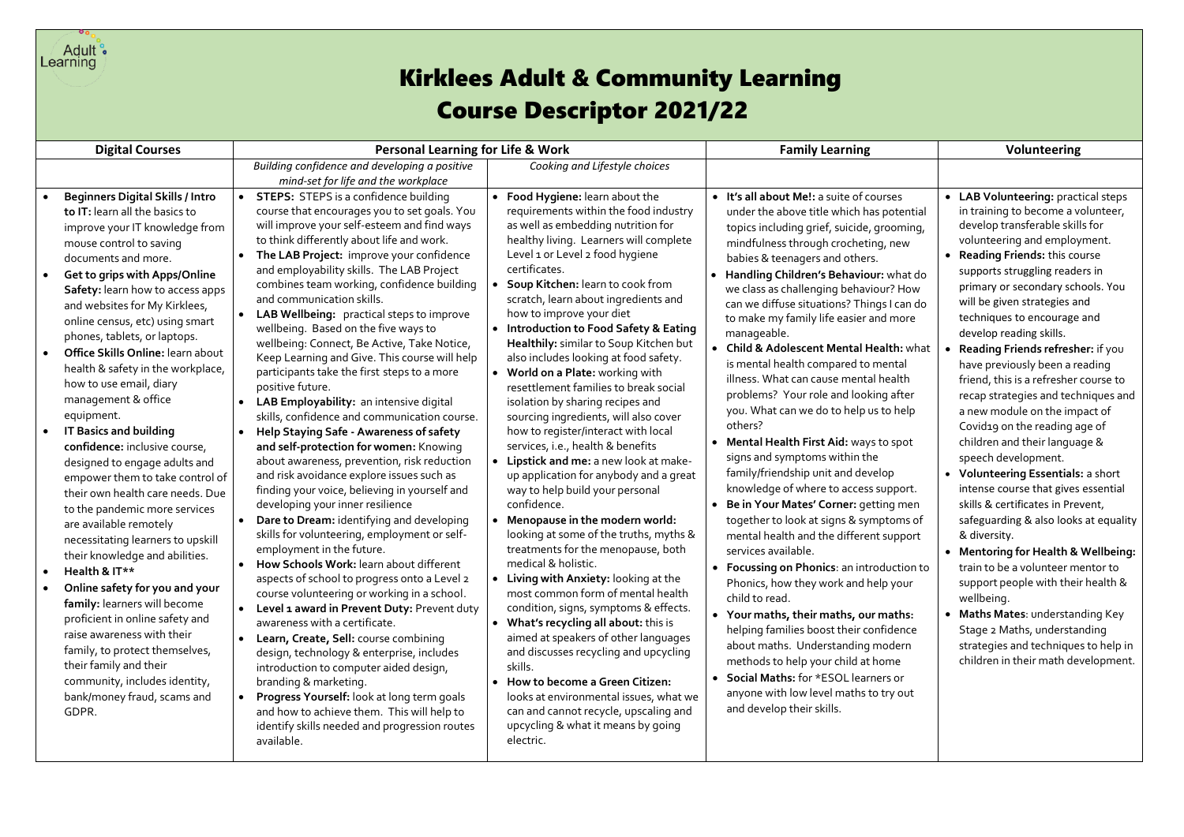# Kirklees Adult & Community Learning
# Course Descriptor 2021/22

| Digital Courses | Personal Learning for Life & Work | | Family Learning | Volunteering |
|---|---|---|---|---|
| | *Building confidence and developing a positive mind-set for life and the workplace* | *Cooking and Lifestyle choices* | | |
| • **Beginners Digital Skills / Intro to IT:** learn all the basics to improve your IT knowledge from mouse control to saving documents and more.<br>• **Get to grips with Apps/Online Safety:** learn how to access apps and websites for My Kirklees, online census, etc) using smart phones, tablets, or laptops.<br>• **Office Skills Online:** learn about health & safety in the workplace, how to use email, diary management & office equipment.<br>• **IT Basics and building confidence:** inclusive course, designed to engage adults and empower them to take control of their own health care needs. Due to the pandemic more services are available remotely necessitating learners to upskill their knowledge and abilities.<br>• **Health & IT\*\***<br>• **Online safety for you and your family:** learners will become proficient in online safety and raise awareness with their family, to protect themselves, their family and their community, includes identity, bank/money fraud, scams and GDPR. | • **STEPS:** STEPS is a confidence building course that encourages you to set goals. You will improve your self-esteem and find ways to think differently about life and work.<br>• **The LAB Project:** improve your confidence and employability skills. The LAB Project combines team working, confidence building and communication skills.<br>• **LAB Wellbeing:** practical steps to improve wellbeing. Based on the five ways to wellbeing: Connect, Be Active, Take Notice, Keep Learning and Give. This course will help participants take the first steps to a more positive future.<br>• **LAB Employability:** an intensive digital skills, confidence and communication course.<br>• **Help Staying Safe - Awareness of safety and self-protection for women:** Knowing about awareness, prevention, risk reduction and risk avoidance explore issues such as finding your voice, believing in yourself and developing your inner resilience<br>• **Dare to Dream:** identifying and developing skills for volunteering, employment or self-employment in the future.<br>• **How Schools Work:** learn about different aspects of school to progress onto a Level 2 course volunteering or working in a school.<br>• **Level 1 award in Prevent Duty:** Prevent duty awareness with a certificate.<br>• **Learn, Create, Sell:** course combining design, technology & enterprise, includes introduction to computer aided design, branding & marketing.<br>• **Progress Yourself:** look at long term goals and how to achieve them. This will help to identify skills needed and progression routes available. | • **Food Hygiene:** learn about the requirements within the food industry as well as embedding nutrition for healthy living. Learners will complete Level 1 or Level 2 food hygiene certificates.<br>• **Soup Kitchen:** learn to cook from scratch, learn about ingredients and how to improve your diet<br>• **Introduction to Food Safety & Eating Healthily:** similar to Soup Kitchen but also includes looking at food safety.<br>• **World on a Plate:** working with resettlement families to break social isolation by sharing recipes and sourcing ingredients, will also cover how to register/interact with local services, i.e., health & benefits<br>• **Lipstick and me:** a new look at make-up application for anybody and a great way to help build your personal confidence.<br>• **Menopause in the modern world:** looking at some of the truths, myths & treatments for the menopause, both medical & holistic.<br>• **Living with Anxiety:** looking at the most common form of mental health condition, signs, symptoms & effects.<br>• **What's recycling all about:** this is aimed at speakers of other languages and discusses recycling and upcycling skills.<br>• **How to become a Green Citizen:** looks at environmental issues, what we can and cannot recycle, upscaling and upcycling & what it means by going electric. | • **It's all about Me!:** a suite of courses under the above title which has potential topics including grief, suicide, grooming, mindfulness through crocheting, new babies & teenagers and others.<br>• **Handling Children's Behaviour:** what do we class as challenging behaviour? How can we diffuse situations? Things I can do to make my family life easier and more manageable.<br>• **Child & Adolescent Mental Health:** what is mental health compared to mental illness. What can cause mental health problems? Your role and looking after you. What can we do to help us to help others?<br>• **Mental Health First Aid:** ways to spot signs and symptoms within the family/friendship unit and develop knowledge of where to access support.<br>• **Be in Your Mates' Corner:** getting men together to look at signs & symptoms of mental health and the different support services available.<br>• **Focussing on Phonics**: an introduction to Phonics, how they work and help your child to read.<br>• **Your maths, their maths, our maths:** helping families boost their confidence about maths. Understanding modern methods to help your child at home<br>• **Social Maths:** for \*ESOL learners or anyone with low level maths to try out and develop their skills. | • **LAB Volunteering:** practical steps in training to become a volunteer, develop transferable skills for volunteering and employment.<br>• **Reading Friends:** this course supports struggling readers in primary or secondary schools. You will be given strategies and techniques to encourage and develop reading skills.<br>• **Reading Friends refresher:** if you have previously been a reading friend, this is a refresher course to recap strategies and techniques and a new module on the impact of Covid19 on the reading age of children and their language & speech development.<br>• **Volunteering Essentials:** a short intense course that gives essential skills & certificates in Prevent, safeguarding & also looks at equality & diversity.<br>• **Mentoring for Health & Wellbeing:** train to be a volunteer mentor to support people with their health & wellbeing.<br>• **Maths Mates**: understanding Key Stage 2 Maths, understanding strategies and techniques to help in children in their math development. |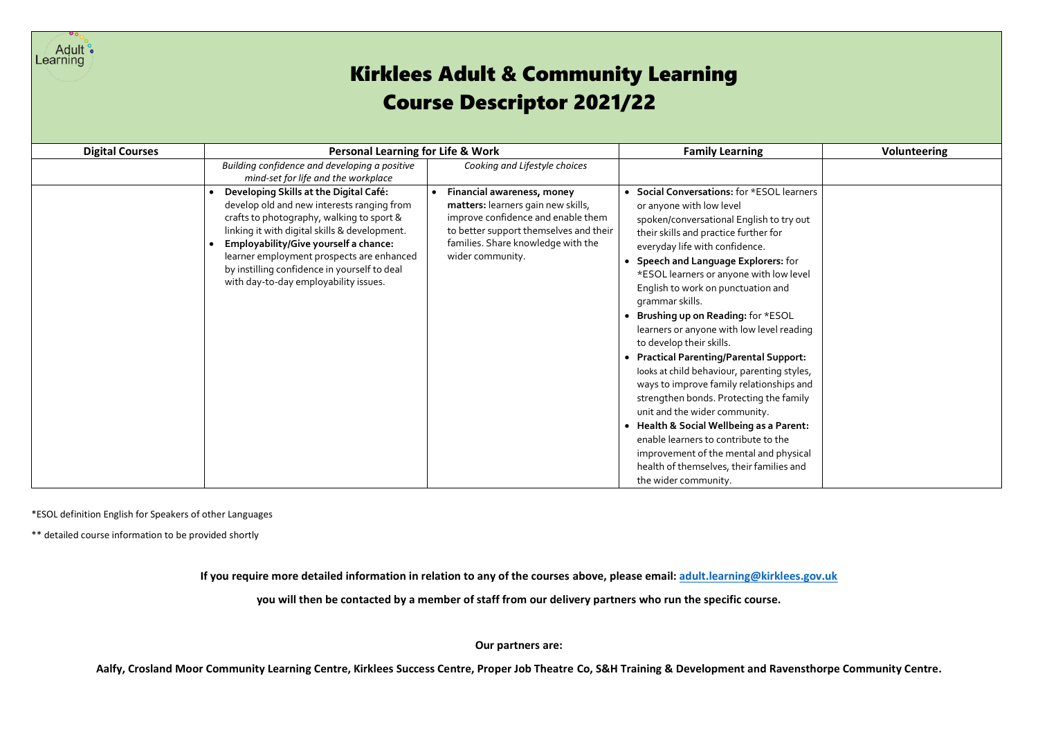# Kirklees Adult & Community Learning

# Course Descriptor 2021/22

| Digital Courses | Personal Learning for Life & Work | | Family Learning | Volunteering |
|---|---|---|---|---|
| | *Building confidence and developing a positive mind-set for life and the workplace* | *Cooking and Lifestyle choices* | | |
| | • **Developing Skills at the Digital Café:** develop old and new interests ranging from crafts to photography, walking to sport & linking it with digital skills & development.<br>• **Employability/Give yourself a chance:** learner employment prospects are enhanced by instilling confidence in yourself to deal with day-to-day employability issues. | • **Financial awareness, money matters:** learners gain new skills, improve confidence and enable them to better support themselves and their families. Share knowledge with the wider community. | • **Social Conversations:** for *ESOL learners or anyone with low level spoken/conversational English to try out their skills and practice further for everyday life with confidence.<br>• **Speech and Language Explorers:** for *ESOL learners or anyone with low level English to work on punctuation and grammar skills.<br>• **Brushing up on Reading:** for *ESOL learners or anyone with low level reading to develop their skills.<br>• **Practical Parenting/Parental Support:** looks at child behaviour, parenting styles, ways to improve family relationships and strengthen bonds. Protecting the family unit and the wider community.<br>• **Health & Social Wellbeing as a Parent:** enable learners to contribute to the improvement of the mental and physical health of themselves, their families and the wider community. | |

*ESOL definition English for Speakers of other Languages

** detailed course information to be provided shortly

**If you require more detailed information in relation to any of the courses above, please email: adult.learning@kirklees.gov.uk**

**you will then be contacted by a member of staff from our delivery partners who run the specific course.**

**Our partners are:**

**Aalfy, Crosland Moor Community Learning Centre, Kirklees Success Centre, Proper Job Theatre Co, S&H Training & Development and Ravensthorpe Community Centre.**